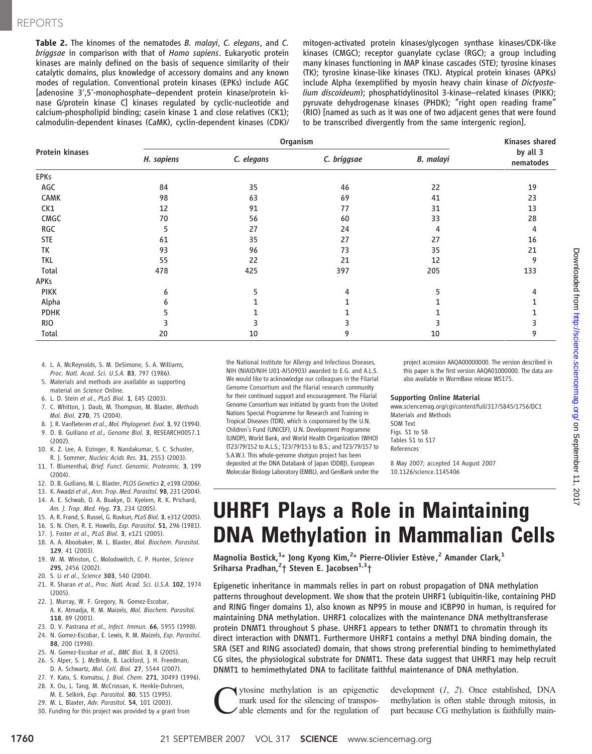**Table 2.** The kinomes of the nematodes *B. malayi*, *C. elegans*, and *C. briggsae* in comparison with that of *Homo sapiens*. Eukaryotic protein kinases are mainly defined on the basis of sequence similarity of their catalytic domains, plus knowledge of accessory domains and any known modes of regulation. Conventional protein kinases (EPKs) include AGC [adenosine 3′,5′-monophosphate–dependent protein kinase/protein kinase G/protein kinase C] kinases regulated by cyclic-nucleotide and calcium-phospholipid binding; casein kinase 1 and close relatives (CK1); calmodulin-dependent kinases (CaMK), cyclin-dependent kinases (CDK)/mitogen-activated protein kinases/glycogen synthase kinases/CDK-like kinases (CMGC); receptor guanylate cyclase (RGC); a group including many kinases functioning in MAP kinase cascades (STE); tyrosine kinases (TK); tyrosine kinase-like kinases (TKL). Atypical protein kinases (APKs) include Alpha (exemplified by myosin heavy chain kinase of *Dictyostelium discoideum*); phosphatidylinositol 3-kinase–related kinases (PIKK); pyruvate dehydrogenase kinases (PHDK); "right open reading frame" (RIO) [named as such as it was one of two adjacent genes that were found to be transcribed divergently from the same intergenic region].

| Protein kinases | Organism | | | | Kinases shared by all 3 nematodes |
|---|---|---|---|---|---|
| | *H. sapiens* | *C. elegans* | *C. briggsae* | *B. malayi* | |
| EPKs | | | | | |
| AGC | 84 | 35 | 46 | 22 | 19 |
| CAMK | 98 | 63 | 69 | 41 | 23 |
| CK1 | 12 | 91 | 77 | 31 | 13 |
| CMGC | 70 | 56 | 60 | 33 | 28 |
| RGC | 5 | 27 | 24 | 4 | 4 |
| STE | 61 | 35 | 27 | 27 | 16 |
| TK | 93 | 96 | 73 | 35 | 21 |
| TKL | 55 | 22 | 21 | 12 | 9 |
| Total | 478 | 425 | 397 | 205 | 133 |
| APKs | | | | | |
| PIKK | 6 | 5 | 4 | 5 | 4 |
| Alpha | 6 | 1 | 1 | 1 | 1 |
| PDHK | 5 | 1 | 1 | 1 | 1 |
| RIO | 3 | 3 | 3 | 3 | 3 |
| Total | 20 | 10 | 9 | 10 | 9 |

4. L. A. McReynolds, S. M. DeSimone, S. A. Williams, *Proc. Natl. Acad. Sci. U.S.A.* **83**, 797 (1986).
5. Materials and methods are available as supporting material on *Science* Online.
6. L. D. Stein *et al.*, *PLoS Biol.* **1**, E45 (2003).
7. C. Whitton, J. Daub, M. Thompson, M. Blaxter, *Methods Mol. Biol.* **270**, 75 (2004).
8. J. R. Vanfleteren *et al.*, *Mol. Phylogenet. Evol.* **3**, 92 (1994).
9. D. B. Guiliano *et al.*, *Genome Biol.* **3**, RESEARCH0057.1 (2002).
10. K. Z. Lee, A. Eizinger, R. Nandakumar, S. C. Schuster, R. J. Sommer, *Nucleic Acids Res.* **31**, 2553 (2003).
11. T. Blumenthal, *Brief. Funct. Genomic. Proteomic.* **3**, 199 (2004).
12. D. B. Guiliano, M. L. Blaxter, *PLOS Genetics* **2**, e198 (2006).
13. K. Awadzi *et al.*, *Ann. Trop. Med. Parasitol.* **98**, 231 (2004).
14. A. E. Schwab, D. A. Boakye, D. Kyelem, R. K. Prichard, *Am. J. Trop. Med. Hyg.* **73**, 234 (2005).
15. A. R. Frand, S. Russel, G. Ruvkun, *PLoS Biol.* **3**, e312 (2005).
16. S. N. Chen, R. E. Howells, *Exp. Parasitol.* **51**, 296 (1981).
17. J. Foster *et al.*, *PLoS Biol.* **3**, e121 (2005).
18. A. A. Aboobaker, M. L. Blaxter, *Mol. Biochem. Parasitol.* **129**, 41 (2003).
19. W. M. Winston, C. Molodowitch, C. P. Hunter, *Science* **295**, 2456 (2002).
20. S. Li *et al.*, *Science* **303**, 540 (2004).
21. R. Sharan *et al.*, *Proc. Natl. Acad. Sci. U.S.A.* **102**, 1974 (2005).
22. J. Murray, W. F. Gregory, N. Gomez-Escobar, A. K. Atmadja, R. M. Maizels, *Mol. Biochem. Parasitol.* **118**, 89 (2001).
23. D. V. Pastrana *et al.*, *Infect. Immun.* **66**, 5955 (1998).
24. N. Gomez-Escobar, E. Lewis, R. M. Maizels, *Exp. Parasitol.* **88**, 200 (1998).
25. N. Gomez-Escobar *et al.*, *BMC Biol.* **3**, 8 (2005).
26. S. Alper, S. J. McBride, B. Lackford, J. H. Freedman, D. A. Schwartz, *Mol. Cell. Biol.* **27**, 5544 (2007).
27. Y. Kato, S. Komatsu, *J. Biol. Chem.* **271**, 30493 (1996).
28. X. Ou, L. Tang, M. McCrossan, K. Henkle-Duhrsen, M. E. Selkirk, *Exp. Parasitol.* **80**, 515 (1995).
29. M. L. Blaxter, *Adv. Parasitol.* **54**, 101 (2003).
30. Funding for this project was provided by a grant from the National Institute for Allergy and Infectious Diseases, NIH (NIAID/NIH U01-AI50903) awarded to E.G. and A.L.S. We would like to acknowledge our colleagues in the Filarial Genome Consortium and the filarial research community for their continued support and encouragement. The Filarial Genome Consortium was initiated by grants from the United Nations Special Programme for Research and Training in Tropical Diseases (TDR), which is cosponsored by the U.N. Children's Fund (UNICEF), U.N. Development Programme (UNDP), World Bank, and World Health Organization (WHO) (T23/79/152 to A.L.S.; T23/79/153 to B.S.; and T23/79/157 to S.A.W.). This whole-genome shotgun project has been deposited at the DNA Databank of Japan (DDBJ), European Molecular Biology Laboratory (EMBL), and GenBank under the project accession AAQA00000000. The version described in this paper is the first version AAQA01000000. The data are also available in WormBase release WS175.

**Supporting Online Material**
www.sciencemag.org/cgi/content/full/317/5845/1756/DC1
Materials and Methods
SOM Text
Figs. S1 to S8
Tables S1 to S17
References

8 May 2007; accepted 14 August 2007
10.1126/science.1145406

# UHRF1 Plays a Role in Maintaining DNA Methylation in Mammalian Cells

**Magnolia Bostick,[1]* Jong Kyong Kim,[2]* Pierre-Olivier Estève,[2] Amander Clark,[1] Sriharsa Pradhan,[2]† Steven E. Jacobsen[1,3]†**

Epigenetic inheritance in mammals relies in part on robust propagation of DNA methylation patterns throughout development. We show that the protein UHRF1 (ubiquitin-like, containing PHD and RING finger domains 1), also known as NP95 in mouse and ICBP90 in human, is required for maintaining DNA methylation. UHRF1 colocalizes with the maintenance DNA methyltransferase protein DNMT1 throughout S phase. UHRF1 appears to tether DNMT1 to chromatin through its direct interaction with DNMT1. Furthermore UHRF1 contains a methyl DNA binding domain, the SRA (SET and RING associated) domain, that shows strong preferential binding to hemimethylated CG sites, the physiological substrate for DNMT1. These data suggest that UHRF1 may help recruit DNMT1 to hemimethylated DNA to facilitate faithful maintenance of DNA methylation.

Cytosine methylation is an epigenetic mark used for the silencing of transposable elements and for the regulation of development (*1*, *2*). Once established, DNA methylation is often stable through mitosis, in part because CG methylation is faithfully main-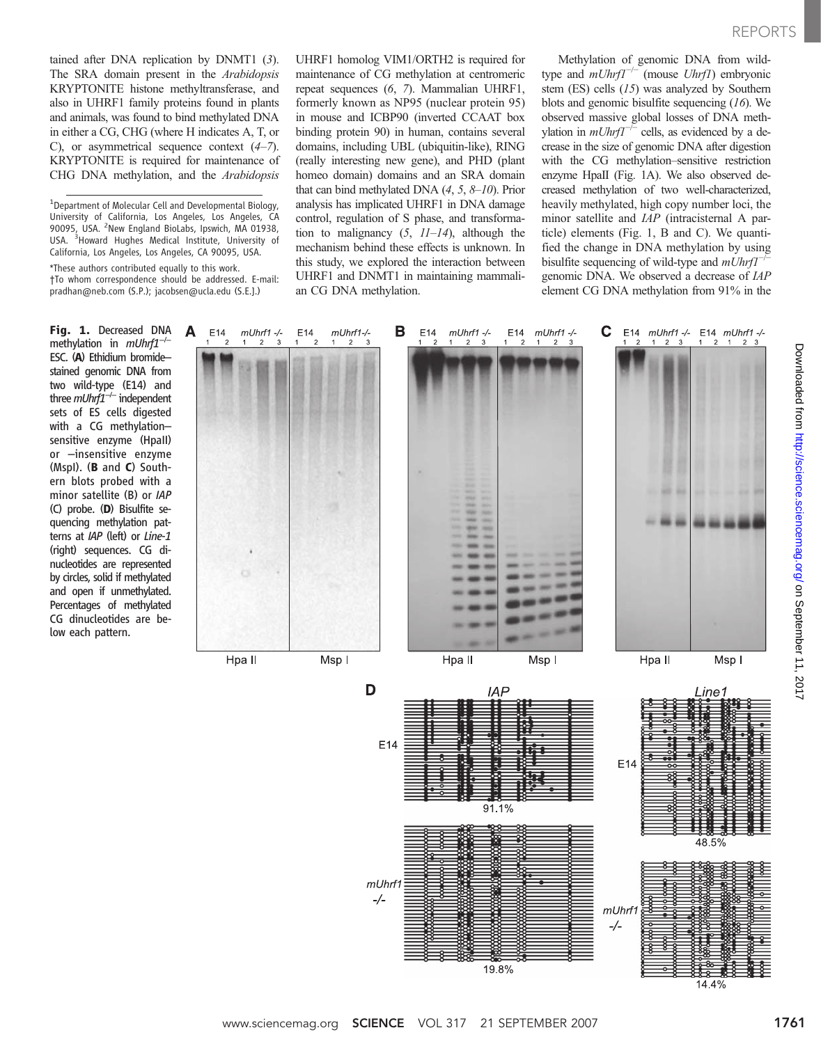tained after DNA replication by DNMT1 (*3*). The SRA domain present in the *Arabidopsis* KRYPTONITE histone methyltransferase, and also in UHRF1 family proteins found in plants and animals, was found to bind methylated DNA in either a CG, CHG (where H indicates A, T, or C), or asymmetrical sequence context (*4*–*7*). KRYPTONITE is required for maintenance of CHG DNA methylation, and the *Arabidopsis* UHRF1 homolog VIM1/ORTH2 is required for maintenance of CG methylation at centromeric repeat sequences (*6*, *7*). Mammalian UHRF1, formerly known as NP95 (nuclear protein 95) in mouse and ICBP90 (inverted CCAAT box binding protein 90) in human, contains several domains, including UBL (ubiquitin-like), RING (really interesting new gene), and PHD (plant homeo domain) domains and an SRA domain that can bind methylated DNA (*4*, *5*, *8*–*10*). Prior analysis has implicated UHRF1 in DNA damage control, regulation of S phase, and transformation to malignancy (*5*, *11*–*14*), although the mechanism behind these effects is unknown. In this study, we explored the interaction between UHRF1 and DNMT1 in maintaining mammalian CG DNA methylation.

Methylation of genomic DNA from wild-type and *mUhrf1*$^{-/-}$ (mouse *Uhrf1*) embryonic stem (ES) cells (*15*) was analyzed by Southern blots and genomic bisulfite sequencing (*16*). We observed massive global losses of DNA methylation in *mUhrf1*$^{-/-}$ cells, as evidenced by a decrease in the size of genomic DNA after digestion with the CG methylation–sensitive restriction enzyme HpaII (Fig. 1A). We also observed decreased methylation of two well-characterized, heavily methylated, high copy number loci, the minor satellite and *IAP* (intracisternal A particle) elements (Fig. 1, B and C). We quantified the change in DNA methylation by using bisulfite sequencing of wild-type and *mUhrf1*$^{-/-}$ genomic DNA. We observed a decrease of *IAP* element CG DNA methylation from 91% in the

[1]Department of Molecular Cell and Developmental Biology, University of California, Los Angeles, Los Angeles, CA 90095, USA. [2]New England BioLabs, Ipswich, MA 01938, USA. [3]Howard Hughes Medical Institute, University of California, Los Angeles, CA 90095, USA.

*These authors contributed equally to this work.

†To whom correspondence should be addressed. E-mail: pradhan@neb.com (S.P.); jacobsen@ucla.edu (S.E.J.)

**Fig. 1.** Decreased DNA methylation in *mUhrf1*$^{-/-}$ ESC. (**A**) Ethidium bromide–stained genomic DNA from two wild-type (E14) and three *mUhrf1*$^{-/-}$ independent sets of ES cells digested with a CG methylation–sensitive enzyme (HpaII) or –insensitive enzyme (MspI). (**B** and **C**) Southern blots probed with a minor satellite (B) or *IAP* (C) probe. (**D**) Bisulfite sequencing methylation patterns at *IAP* (left) or *Line-1* (right) sequences. CG dinucleotides are represented by circles, solid if methylated and open if unmethylated. Percentages of methylated CG dinucleotides are below each pattern.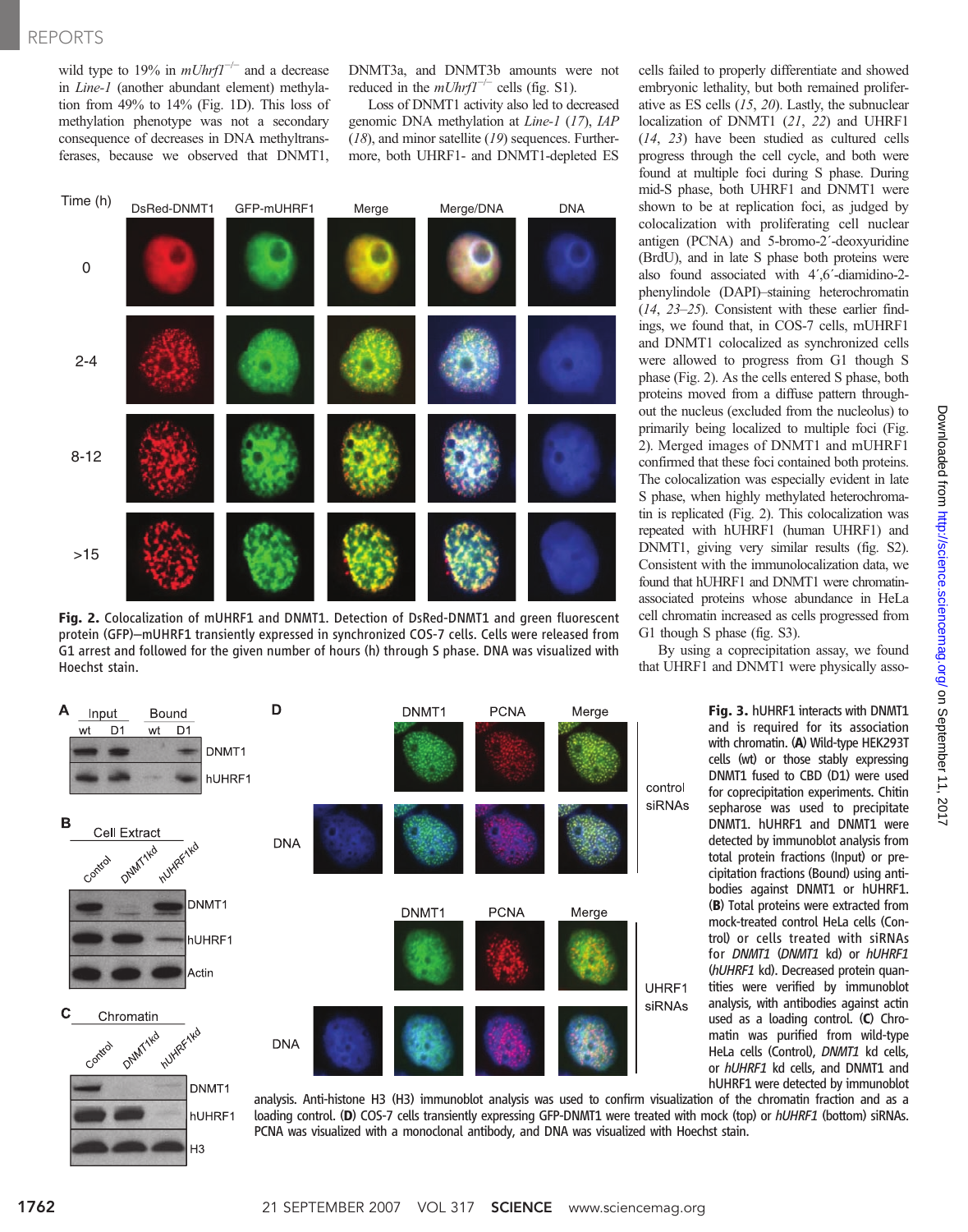wild type to 19% in *mUhrf1*$^{-/-}$ and a decrease in *Line-1* (another abundant element) methylation from 49% to 14% (Fig. 1D). This loss of methylation phenotype was not a secondary consequence of decreases in DNA methyltransferases, because we observed that DNMT1, DNMT3a, and DNMT3b amounts were not reduced in the *mUhrf1*$^{-/-}$ cells (fig. S1).

Loss of DNMT1 activity also led to decreased genomic DNA methylation at *Line-1* (17), *IAP* (18), and minor satellite (19) sequences. Furthermore, both UHRF1- and DNMT1-depleted ES cells failed to properly differentiate and showed embryonic lethality, but both remained proliferative as ES cells (15, 20). Lastly, the subnuclear localization of DNMT1 (21, 22) and UHRF1 (14, 23) have been studied as cultured cells progress through the cell cycle, and both were found at multiple foci during S phase. During mid-S phase, both UHRF1 and DNMT1 were shown to be at replication foci, as judged by colocalization with proliferating cell nuclear antigen (PCNA) and 5-bromo-2′-deoxyuridine (BrdU), and in late S phase both proteins were also found associated with 4′,6′-diamidino-2-phenylindole (DAPI)–staining heterochromatin (14, 23–25). Consistent with these earlier findings, we found that, in COS-7 cells, mUHRF1 and DNMT1 colocalized as synchronized cells were allowed to progress from G1 though S phase (Fig. 2). As the cells entered S phase, both proteins moved from a diffuse pattern throughout the nucleus (excluded from the nucleolus) to primarily being localized to multiple foci (Fig. 2). Merged images of DNMT1 and mUHRF1 confirmed that these foci contained both proteins. The colocalization was especially evident in late S phase, when highly methylated heterochromatin is replicated (Fig. 2). This colocalization was repeated with hUHRF1 (human UHRF1) and DNMT1, giving very similar results (fig. S2). Consistent with the immunolocalization data, we found that hUHRF1 and DNMT1 were chromatin-associated proteins whose abundance in HeLa cell chromatin increased as cells progressed from G1 though S phase (fig. S3).

By using a coprecipitation assay, we found that UHRF1 and DNMT1 were physically asso-

**Fig. 2.** Colocalization of mUHRF1 and DNMT1. Detection of DsRed-DNMT1 and green fluorescent protein (GFP)–mUHRF1 transiently expressed in synchronized COS-7 cells. Cells were released from G1 arrest and followed for the given number of hours (h) through S phase. DNA was visualized with Hoechst stain.

**Fig. 3.** hUHRF1 interacts with DNMT1 and is required for its association with chromatin. (**A**) Wild-type HEK293T cells (wt) or those stably expressing DNMT1 fused to CBD (D1) were used for coprecipitation experiments. Chitin sepharose was used to precipitate DNMT1. hUHRF1 and DNMT1 were detected by immunoblot analysis from total protein fractions (Input) or precipitation fractions (Bound) using antibodies against DNMT1 or hUHRF1. (**B**) Total proteins were extracted from mock-treated control HeLa cells (Control) or cells treated with siRNAs for *DNMT1* (*DNMT1* kd) or *hUHRF1* (*hUHRF1* kd). Decreased protein quantities were verified by immunoblot analysis, with antibodies against actin used as a loading control. (**C**) Chromatin was purified from wild-type HeLa cells (Control), *DNMT1* kd cells, or *hUHRF1* kd cells, and DNMT1 and hUHRF1 were detected by immunoblot analysis. Anti-histone H3 (H3) immunoblot analysis was used to confirm visualization of the chromatin fraction and as a loading control. (**D**) COS-7 cells transiently expressing GFP-DNMT1 were treated with mock (top) or *hUHRF1* (bottom) siRNAs. PCNA was visualized with a monoclonal antibody, and DNA was visualized with Hoechst stain.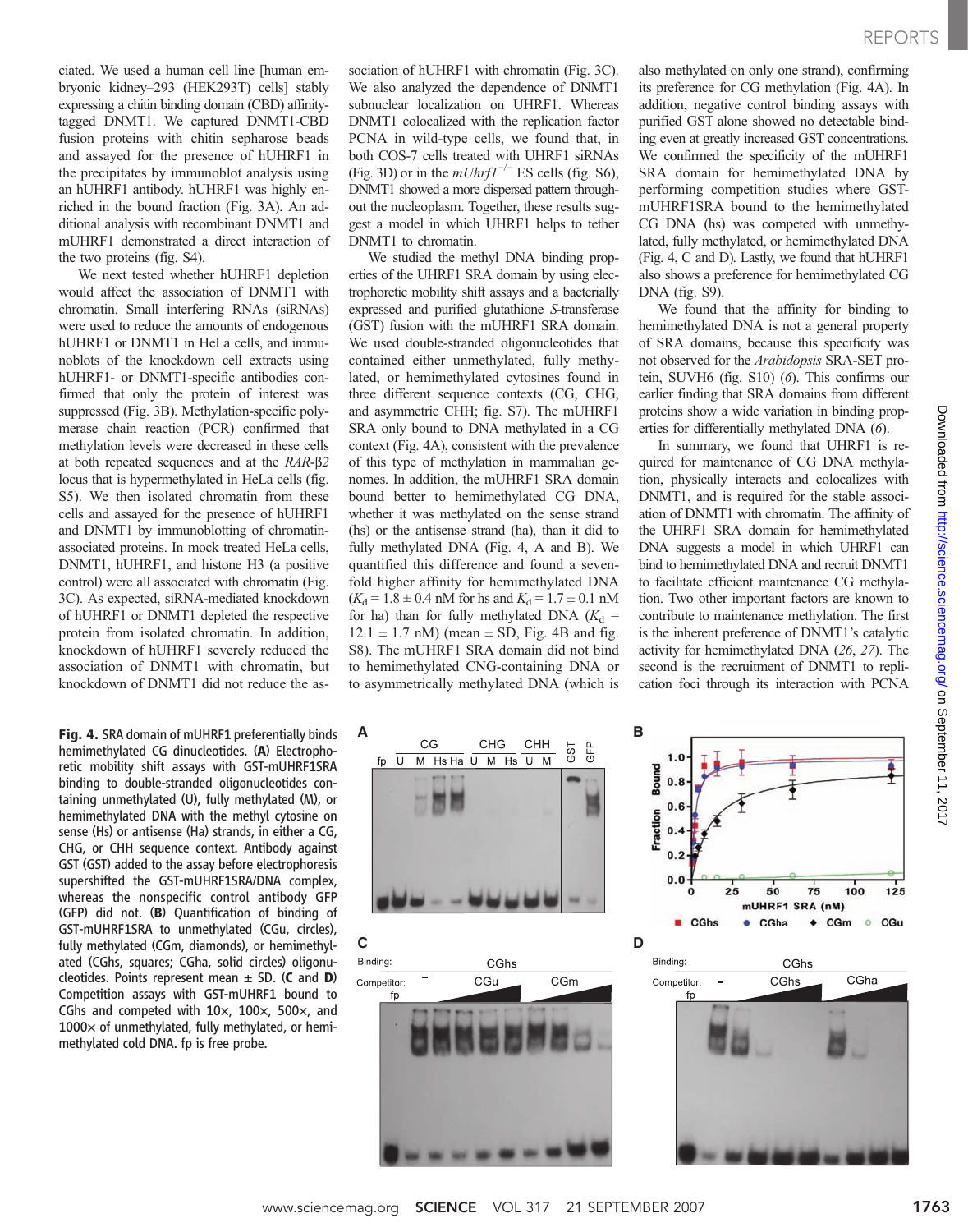ciated. We used a human cell line [human embryonic kidney–293 (HEK293T) cells] stably expressing a chitin binding domain (CBD) affinity-tagged DNMT1. We captured DNMT1-CBD fusion proteins with chitin sepharose beads and assayed for the presence of hUHRF1 in the precipitates by immunoblot analysis using an hUHRF1 antibody. hUHRF1 was highly enriched in the bound fraction (Fig. 3A). An additional analysis with recombinant DNMT1 and mUHRF1 demonstrated a direct interaction of the two proteins (fig. S4).

We next tested whether hUHRF1 depletion would affect the association of DNMT1 with chromatin. Small interfering RNAs (siRNAs) were used to reduce the amounts of endogenous hUHRF1 or DNMT1 in HeLa cells, and immunoblots of the knockdown cell extracts using hUHRF1- or DNMT1-specific antibodies confirmed that only the protein of interest was suppressed (Fig. 3B). Methylation-specific polymerase chain reaction (PCR) confirmed that methylation levels were decreased in these cells at both repeated sequences and at the *RAR*-β2 locus that is hypermethylated in HeLa cells (fig. S5). We then isolated chromatin from these cells and assayed for the presence of hUHRF1 and DNMT1 by immunoblotting of chromatin-associated proteins. In mock treated HeLa cells, DNMT1, hUHRF1, and histone H3 (a positive control) were all associated with chromatin (Fig. 3C). As expected, siRNA-mediated knockdown of hUHRF1 or DNMT1 depleted the respective protein from isolated chromatin. In addition, knockdown of hUHRF1 severely reduced the association of DNMT1 with chromatin, but knockdown of DNMT1 did not reduce the association of hUHRF1 with chromatin (Fig. 3C). We also analyzed the dependence of DNMT1 subnuclear localization on UHRF1. Whereas DNMT1 colocalized with the replication factor PCNA in wild-type cells, we found that, in both COS-7 cells treated with UHRF1 siRNAs (Fig. 3D) or in the $mUhrf1^{-/-}$ ES cells (fig. S6), DNMT1 showed a more dispersed pattern throughout the nucleoplasm. Together, these results suggest a model in which UHRF1 helps to tether DNMT1 to chromatin.

We studied the methyl DNA binding properties of the UHRF1 SRA domain by using electrophoretic mobility shift assays and a bacterially expressed and purified glutathione *S*-transferase (GST) fusion with the mUHRF1 SRA domain. We used double-stranded oligonucleotides that contained either unmethylated, fully methylated, or hemimethylated cytosines found in three different sequence contexts (CG, CHG, and asymmetric CHH; fig. S7). The mUHRF1 SRA only bound to DNA methylated in a CG context (Fig. 4A), consistent with the prevalence of this type of methylation in mammalian genomes. In addition, the mUHRF1 SRA domain bound better to hemimethylated CG DNA, whether it was methylated on the sense strand (hs) or the antisense strand (ha), than it did to fully methylated DNA (Fig. 4, A and B). We quantified this difference and found a sevenfold higher affinity for hemimethylated DNA ($K_d$ = 1.8 ± 0.4 nM for hs and $K_d$ = 1.7 ± 0.1 nM for ha) than for fully methylated DNA ($K_d$ = 12.1 ± 1.7 nM) (mean ± SD, Fig. 4B and fig. S8). The mUHRF1 SRA domain did not bind to hemimethylated CNG-containing DNA or to asymmetrically methylated DNA (which is also methylated on only one strand), confirming its preference for CG methylation (Fig. 4A). In addition, negative control binding assays with purified GST alone showed no detectable binding even at greatly increased GST concentrations. We confirmed the specificity of the mUHRF1 SRA domain for hemimethylated DNA by performing competition studies where GST-mUHRF1SRA bound to the hemimethylated CG DNA (hs) was competed with unmethylated, fully methylated, or hemimethylated DNA (Fig. 4, C and D). Lastly, we found that hUHRF1 also shows a preference for hemimethylated CG DNA (fig. S9).

We found that the affinity for binding to hemimethylated DNA is not a general property of SRA domains, because this specificity was not observed for the *Arabidopsis* SRA-SET protein, SUVH6 (fig. S10) (*6*). This confirms our earlier finding that SRA domains from different proteins show a wide variation in binding properties for differentially methylated DNA (*6*).

In summary, we found that UHRF1 is required for maintenance of CG DNA methylation, physically interacts and colocalizes with DNMT1, and is required for the stable association of DNMT1 with chromatin. The affinity of the UHRF1 SRA domain for hemimethylated DNA suggests a model in which UHRF1 can bind to hemimethylated DNA and recruit DNMT1 to facilitate efficient maintenance CG methylation. Two other important factors are known to contribute to maintenance methylation. The first is the inherent preference of DNMT1's catalytic activity for hemimethylated DNA (*26*, *27*). The second is the recruitment of DNMT1 to replication foci through its interaction with PCNA

**Fig. 4.** SRA domain of mUHRF1 preferentially binds hemimethylated CG dinucleotides. (**A**) Electrophoretic mobility shift assays with GST-mUHRF1SRA binding to double-stranded oligonucleotides containing unmethylated (U), fully methylated (M), or hemimethylated DNA with the methyl cytosine on sense (Hs) or antisense (Ha) strands, in either a CG, CHG, or CHH sequence context. Antibody against GST (GST) added to the assay before electrophoresis supershifted the GST-mUHRF1SRA/DNA complex, whereas the nonspecific control antibody GFP (GFP) did not. (**B**) Quantification of binding of GST-mUHRF1SRA to unmethylated (CGu, circles), fully methylated (CGm, diamonds), or hemimethylated (CGhs, squares; CGha, solid circles) oligonucleotides. Points represent mean ± SD. (**C** and **D**) Competition assays with GST-mUHRF1 bound to CGhs and competed with 10×, 100×, 500×, and 1000× of unmethylated, fully methylated, or hemimethylated cold DNA. fp is free probe.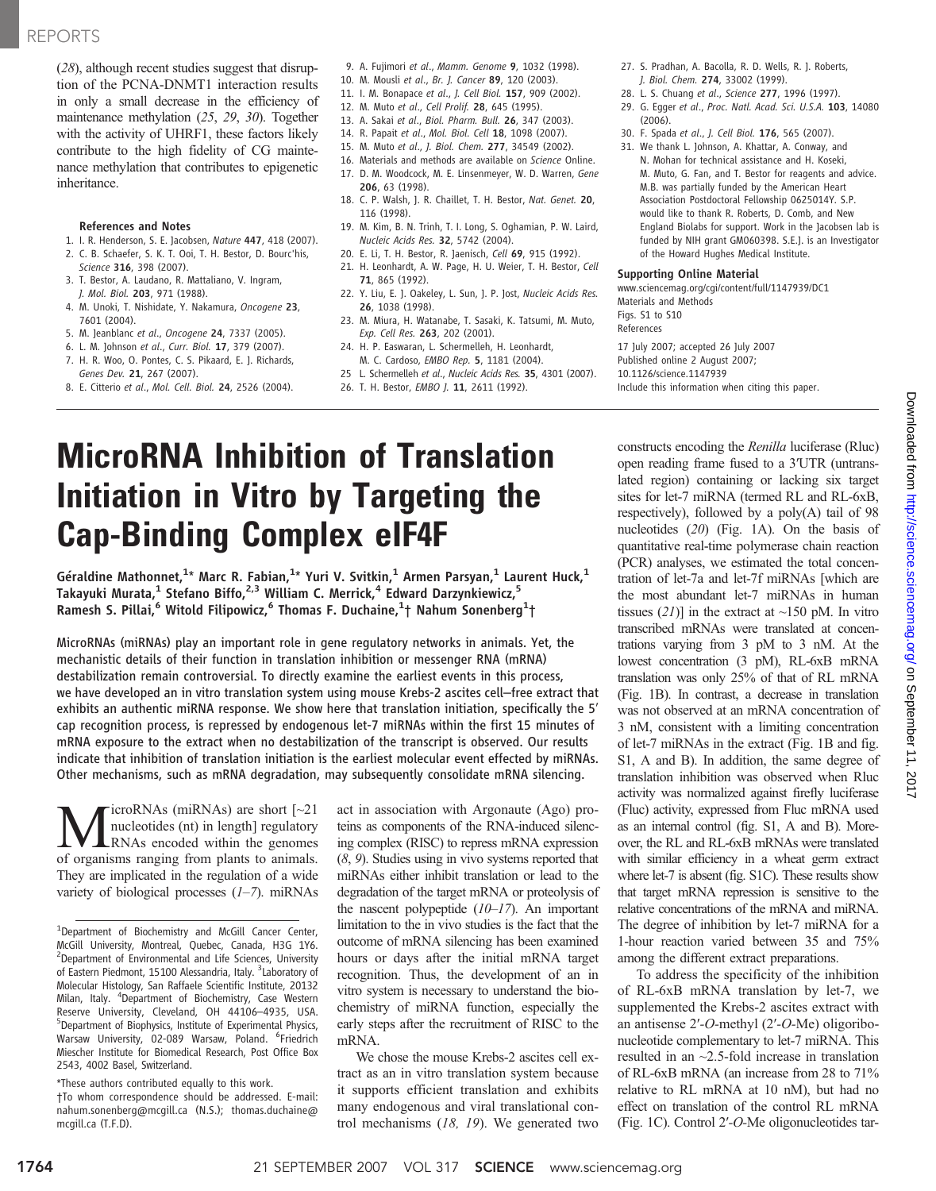(28), although recent studies suggest that disruption of the PCNA-DNMT1 interaction results in only a small decrease in the efficiency of maintenance methylation (25, 29, 30). Together with the activity of UHRF1, these factors likely contribute to the high fidelity of CG maintenance methylation that contributes to epigenetic inheritance.

### References and Notes

1. I. R. Henderson, S. E. Jacobsen, *Nature* **447**, 418 (2007).
2. C. B. Schaefer, S. K. T. Ooi, T. H. Bestor, D. Bourc'his, *Science* **316**, 398 (2007).
3. T. Bestor, A. Laudano, R. Mattaliano, V. Ingram, *J. Mol. Biol.* **203**, 971 (1988).
4. M. Unoki, T. Nishidate, Y. Nakamura, *Oncogene* **23**, 7601 (2004).
5. M. Jeanblanc et al., *Oncogene* **24**, 7337 (2005).
6. L. M. Johnson et al., *Curr. Biol.* **17**, 379 (2007).
7. H. R. Woo, O. Pontes, C. S. Pikaard, E. J. Richards, *Genes Dev.* **21**, 267 (2007).
8. E. Citterio et al., *Mol. Cell. Biol.* **24**, 2526 (2004).
9. A. Fujimori et al., *Mamm. Genome* **9**, 1032 (1998).
10. M. Mousli et al., *Br. J. Cancer* **89**, 120 (2003).
11. I. M. Bonapace et al., *J. Cell Biol.* **157**, 909 (2002).
12. M. Muto et al., *Cell Prolif.* **28**, 645 (1995).
13. A. Sakai et al., *Biol. Pharm. Bull.* **26**, 347 (2003).
14. R. Papait et al., *Mol. Biol. Cell* **18**, 1098 (2007).
15. M. Muto et al., *J. Biol. Chem.* **277**, 34549 (2002).
16. Materials and methods are available on *Science* Online.
17. D. M. Woodcock, M. E. Linsenmeyer, W. D. Warren, *Gene* **206**, 63 (1998).
18. C. P. Walsh, J. R. Chaillet, T. H. Bestor, *Nat. Genet.* **20**, 116 (1998).
19. M. Kim, B. N. Trinh, T. I. Long, S. Oghamian, P. W. Laird, *Nucleic Acids Res.* **32**, 5742 (2004).
20. E. Li, T. H. Bestor, R. Jaenisch, *Cell* **69**, 915 (1992).
21. H. Leonhardt, A. W. Page, H. U. Weier, T. H. Bestor, *Cell* **71**, 865 (1992).
22. Y. Liu, E. J. Oakeley, L. Sun, J. P. Jost, *Nucleic Acids Res.* **26**, 1038 (1998).
23. M. Miura, H. Watanabe, T. Sasaki, K. Tatsumi, M. Muto, *Exp. Cell Res.* **263**, 202 (2001).
24. H. P. Easwaran, L. Schermelleh, H. Leonhardt, M. C. Cardoso, *EMBO Rep.* **5**, 1181 (2004).
25. L. Schermelleh et al., *Nucleic Acids Res.* **35**, 4301 (2007).
26. T. H. Bestor, *EMBO J.* **11**, 2611 (1992).
27. S. Pradhan, A. Bacolla, R. D. Wells, R. J. Roberts, *J. Biol. Chem.* **274**, 33002 (1999).
28. L. S. Chuang et al., *Science* **277**, 1996 (1997).
29. G. Egger et al., *Proc. Natl. Acad. Sci. U.S.A.* **103**, 14080 (2006).
30. F. Spada et al., *J. Cell Biol.* **176**, 565 (2007).
31. We thank L. Johnson, A. Khattar, A. Conway, and N. Mohan for technical assistance and H. Koseki, M. Muto, G. Fan, and T. Bestor for reagents and advice. M.B. was partially funded by the American Heart Association Postdoctoral Fellowship 0625014Y. S.P. would like to thank R. Roberts, D. Comb, and New England Biolabs for support. Work in the Jacobsen lab is funded by NIH grant GM060398. S.E.J. is an Investigator of the Howard Hughes Medical Institute.

**Supporting Online Material**
www.sciencemag.org/cgi/content/full/1147939/DC1
Materials and Methods
Figs. S1 to S10
References

17 July 2007; accepted 26 July 2007
Published online 2 August 2007;
10.1126/science.1147939
Include this information when citing this paper.

# MicroRNA Inhibition of Translation Initiation in Vitro by Targeting the Cap-Binding Complex eIF4F

Géraldine Mathonnet,[1]* Marc R. Fabian,[1]* Yuri V. Svitkin,[1] Armen Parsyan,[1] Laurent Huck,[1] Takayuki Murata,[1] Stefano Biffo,[2,3] William C. Merrick,[4] Edward Darzynkiewicz,[5] Ramesh S. Pillai,[6] Witold Filipowicz,[6] Thomas F. Duchaine,[1]† Nahum Sonenberg[1]†

MicroRNAs (miRNAs) play an important role in gene regulatory networks in animals. Yet, the mechanistic details of their function in translation inhibition or messenger RNA (mRNA) destabilization remain controversial. To directly examine the earliest events in this process, we have developed an in vitro translation system using mouse Krebs-2 ascites cell–free extract that exhibits an authentic miRNA response. We show here that translation initiation, specifically the 5′ cap recognition process, is repressed by endogenous let-7 miRNAs within the first 15 minutes of mRNA exposure to the extract when no destabilization of the transcript is observed. Our results indicate that inhibition of translation initiation is the earliest molecular event effected by miRNAs. Other mechanisms, such as mRNA degradation, may subsequently consolidate mRNA silencing.

MicroRNAs (miRNAs) are short [~21 nucleotides (nt) in length] regulatory RNAs encoded within the genomes of organisms ranging from plants to animals. They are implicated in the regulation of a wide variety of biological processes (1–7). miRNAs act in association with Argonaute (Ago) proteins as components of the RNA-induced silencing complex (RISC) to repress mRNA expression (8, 9). Studies using in vivo systems reported that miRNAs either inhibit translation or lead to the degradation of the target mRNA or proteolysis of the nascent polypeptide (10–17). An important limitation to the in vivo studies is the fact that the outcome of mRNA silencing has been examined hours or days after the initial mRNA target recognition. Thus, the development of an in vitro system is necessary to understand the biochemistry of miRNA function, especially the early steps after the recruitment of RISC to the mRNA.

We chose the mouse Krebs-2 ascites cell extract as an in vitro translation system because it supports efficient translation and exhibits many endogenous and viral translational control mechanisms (18, 19). We generated two constructs encoding the *Renilla* luciferase (Rluc) open reading frame fused to a 3′UTR (untranslated region) containing or lacking six target sites for let-7 miRNA (termed RL and RL-6xB, respectively), followed by a poly(A) tail of 98 nucleotides (20) (Fig. 1A). On the basis of quantitative real-time polymerase chain reaction (PCR) analyses, we estimated the total concentration of let-7a and let-7f miRNAs [which are the most abundant let-7 miRNAs in human tissues (21)] in the extract at ~150 pM. In vitro transcribed mRNAs were translated at concentrations varying from 3 pM to 3 nM. At the lowest concentration (3 pM), RL-6xB mRNA translation was only 25% of that of RL mRNA (Fig. 1B). In contrast, a decrease in translation was not observed at an mRNA concentration of 3 nM, consistent with a limiting concentration of let-7 miRNAs in the extract (Fig. 1B and fig. S1, A and B). In addition, the same degree of translation inhibition was observed when Rluc activity was normalized against firefly luciferase (Fluc) activity, expressed from Fluc mRNA used as an internal control (fig. S1, A and B). Moreover, the RL and RL-6xB mRNAs were translated with similar efficiency in a wheat germ extract where let-7 is absent (fig. S1C). These results show that target mRNA repression is sensitive to the relative concentrations of the mRNA and miRNA. The degree of inhibition by let-7 miRNA for a 1-hour reaction varied between 35 and 75% among the different extract preparations.

To address the specificity of the inhibition of RL-6xB mRNA translation by let-7, we supplemented the Krebs-2 ascites extract with an antisense 2′-*O*-methyl (2′-*O*-Me) oligoribonucleotide complementary to let-7 miRNA. This resulted in an ~2.5-fold increase in translation of RL-6xB mRNA (an increase from 28 to 71% relative to RL mRNA at 10 nM), but had no effect on translation of the control RL mRNA (Fig. 1C). Control 2′-*O*-Me oligonucleotides tar-

[1]Department of Biochemistry and McGill Cancer Center, McGill University, Montreal, Quebec, Canada, H3G 1Y6. [2]Department of Environmental and Life Sciences, University of Eastern Piedmont, 15100 Alessandria, Italy. [3]Laboratory of Molecular Histology, San Raffaele Scientific Institute, 20132 Milan, Italy. [4]Department of Biochemistry, Case Western Reserve University, Cleveland, OH 44106–4935, USA. [5]Department of Biophysics, Institute of Experimental Physics, Warsaw University, 02-089 Warsaw, Poland. [6]Friedrich Miescher Institute for Biomedical Research, Post Office Box 2543, 4002 Basel, Switzerland.

*These authors contributed equally to this work.
†To whom correspondence should be addressed. E-mail: nahum.sonenberg@mcgill.ca (N.S.); thomas.duchaine@mcgill.ca (T.F.D).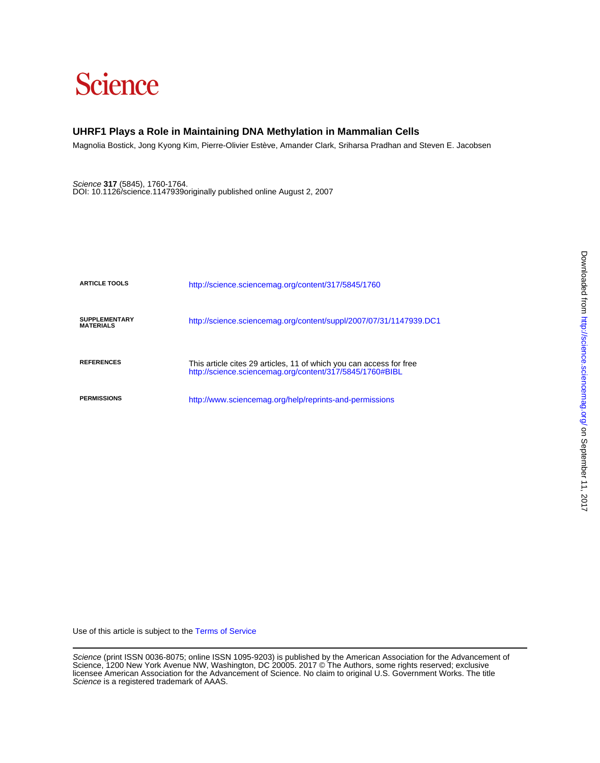# Science

## UHRF1 Plays a Role in Maintaining DNA Methylation in Mammalian Cells

Magnolia Bostick, Jong Kyong Kim, Pierre-Olivier Estève, Amander Clark, Sriharsa Pradhan and Steven E. Jacobsen

*Science* **317** (5845), 1760-1764.
DOI: 10.1126/science.1147939originally published online August 2, 2007

| | |
|---|---|
| **ARTICLE TOOLS** | http://science.sciencemag.org/content/317/5845/1760 |
| **SUPPLEMENTARY MATERIALS** | http://science.sciencemag.org/content/suppl/2007/07/31/1147939.DC1 |
| **REFERENCES** | This article cites 29 articles, 11 of which you can access for free http://science.sciencemag.org/content/317/5845/1760#BIBL |
| **PERMISSIONS** | http://www.sciencemag.org/help/reprints-and-permissions |

Use of this article is subject to the Terms of Service

*Science* (print ISSN 0036-8075; online ISSN 1095-9203) is published by the American Association for the Advancement of Science, 1200 New York Avenue NW, Washington, DC 20005. 2017 © The Authors, some rights reserved; exclusive licensee American Association for the Advancement of Science. No claim to original U.S. Government Works. The title *Science* is a registered trademark of AAAS.

Downloaded from http://science.sciencemag.org/ on September 11, 2017